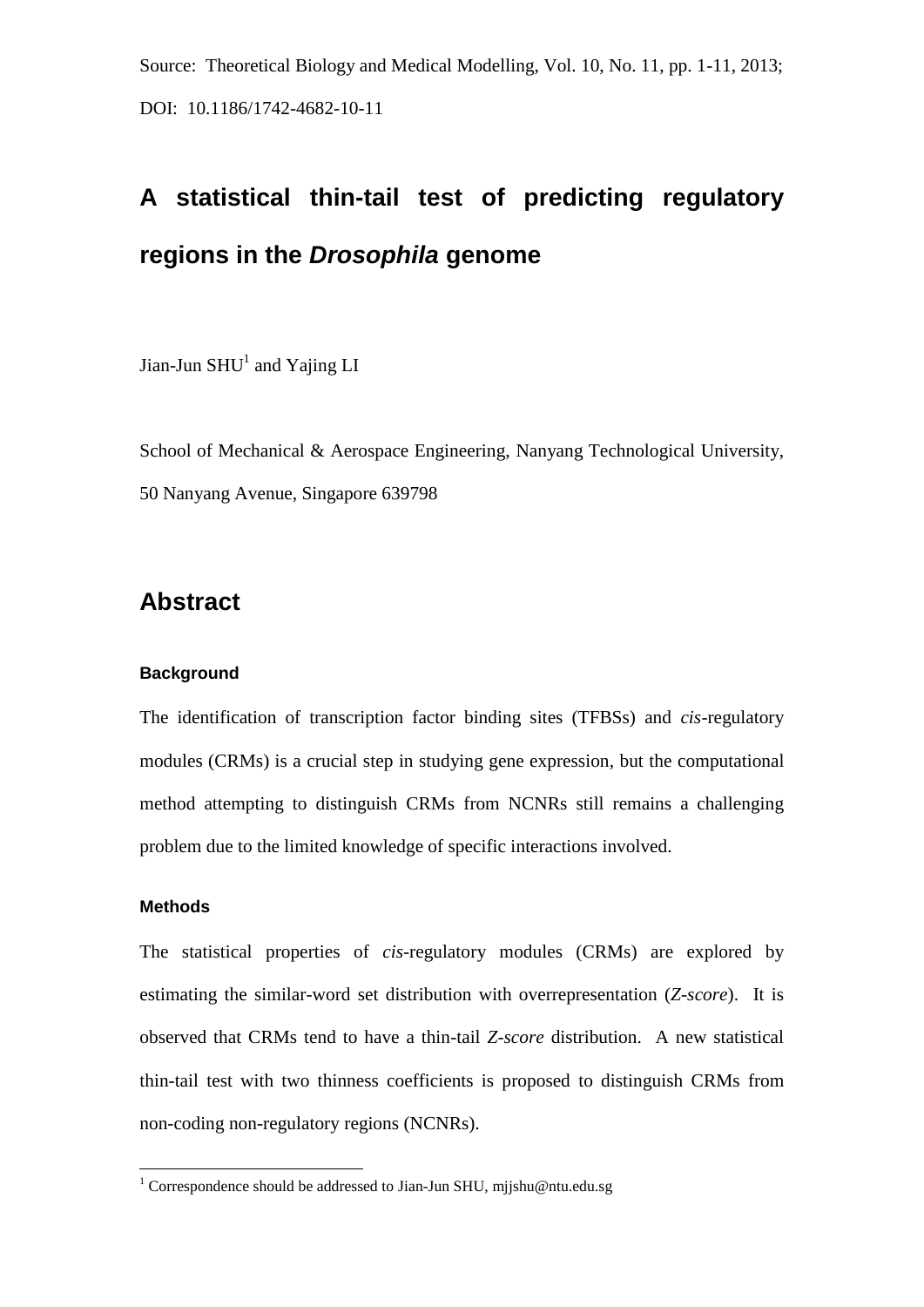Source: Theoretical Biology and Medical Modelling, Vol. 10, No. 11, pp. 1-11, 2013; DOI: 10.1186/1742-4682-10-11

# A statistical thin-tail test of predicting regulatory regions in the *Drosophila* genome

Jian-Jun SHU[1] and Yajing LI

School of Mechanical & Aerospace Engineering, Nanyang Technological University, 50 Nanyang Avenue, Singapore 639798

## Abstract

### Background

The identification of transcription factor binding sites (TFBSs) and *cis*-regulatory modules (CRMs) is a crucial step in studying gene expression, but the computational method attempting to distinguish CRMs from NCNRs still remains a challenging problem due to the limited knowledge of specific interactions involved.

### Methods

The statistical properties of *cis*-regulatory modules (CRMs) are explored by estimating the similar-word set distribution with overrepresentation (*Z-score*). It is observed that CRMs tend to have a thin-tail *Z-score* distribution. A new statistical thin-tail test with two thinness coefficients is proposed to distinguish CRMs from non-coding non-regulatory regions (NCNRs).

[1] Correspondence should be addressed to Jian-Jun SHU, mjjshu@ntu.edu.sg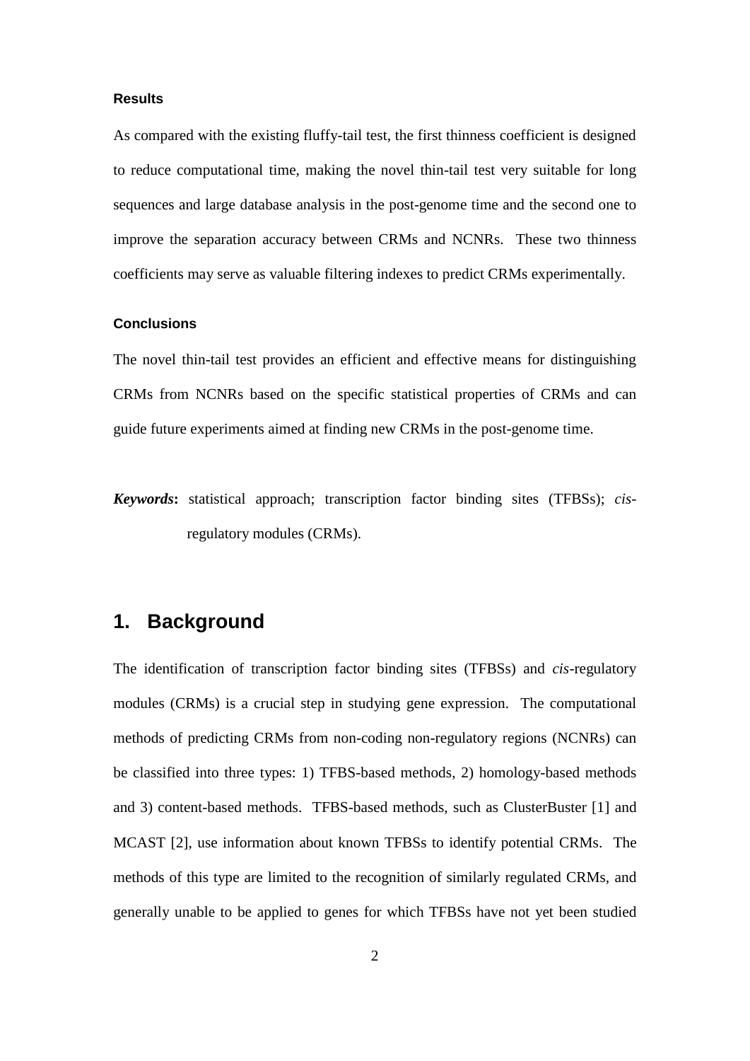#### Results

As compared with the existing fluffy-tail test, the first thinness coefficient is designed to reduce computational time, making the novel thin-tail test very suitable for long sequences and large database analysis in the post-genome time and the second one to improve the separation accuracy between CRMs and NCNRs. These two thinness coefficients may serve as valuable filtering indexes to predict CRMs experimentally.

#### Conclusions

The novel thin-tail test provides an efficient and effective means for distinguishing CRMs from NCNRs based on the specific statistical properties of CRMs and can guide future experiments aimed at finding new CRMs in the post-genome time.

***Keywords*:** statistical approach; transcription factor binding sites (TFBSs); *cis*-regulatory modules (CRMs).

## 1. Background

The identification of transcription factor binding sites (TFBSs) and *cis*-regulatory modules (CRMs) is a crucial step in studying gene expression. The computational methods of predicting CRMs from non-coding non-regulatory regions (NCNRs) can be classified into three types: 1) TFBS-based methods, 2) homology-based methods and 3) content-based methods. TFBS-based methods, such as ClusterBuster [1] and MCAST [2], use information about known TFBSs to identify potential CRMs. The methods of this type are limited to the recognition of similarly regulated CRMs, and generally unable to be applied to genes for which TFBSs have not yet been studied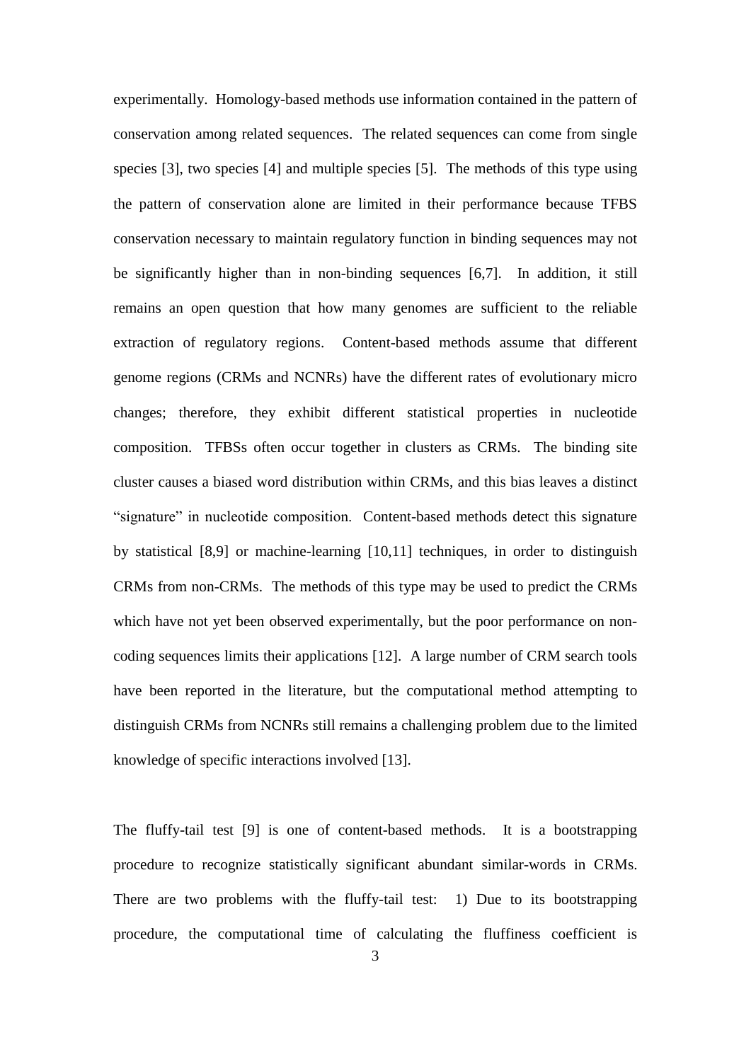experimentally. Homology-based methods use information contained in the pattern of conservation among related sequences. The related sequences can come from single species [3], two species [4] and multiple species [5]. The methods of this type using the pattern of conservation alone are limited in their performance because TFBS conservation necessary to maintain regulatory function in binding sequences may not be significantly higher than in non-binding sequences [6,7]. In addition, it still remains an open question that how many genomes are sufficient to the reliable extraction of regulatory regions. Content-based methods assume that different genome regions (CRMs and NCNRs) have the different rates of evolutionary micro changes; therefore, they exhibit different statistical properties in nucleotide composition. TFBSs often occur together in clusters as CRMs. The binding site cluster causes a biased word distribution within CRMs, and this bias leaves a distinct "signature" in nucleotide composition. Content-based methods detect this signature by statistical [8,9] or machine-learning [10,11] techniques, in order to distinguish CRMs from non-CRMs. The methods of this type may be used to predict the CRMs which have not yet been observed experimentally, but the poor performance on non-coding sequences limits their applications [12]. A large number of CRM search tools have been reported in the literature, but the computational method attempting to distinguish CRMs from NCNRs still remains a challenging problem due to the limited knowledge of specific interactions involved [13].

The fluffy-tail test [9] is one of content-based methods. It is a bootstrapping procedure to recognize statistically significant abundant similar-words in CRMs. There are two problems with the fluffy-tail test: 1) Due to its bootstrapping procedure, the computational time of calculating the fluffiness coefficient is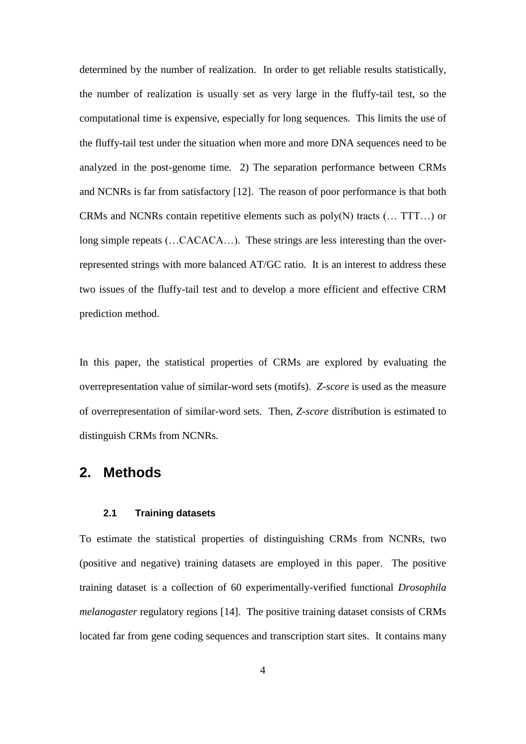determined by the number of realization. In order to get reliable results statistically, the number of realization is usually set as very large in the fluffy-tail test, so the computational time is expensive, especially for long sequences. This limits the use of the fluffy-tail test under the situation when more and more DNA sequences need to be analyzed in the post-genome time. 2) The separation performance between CRMs and NCNRs is far from satisfactory [12]. The reason of poor performance is that both CRMs and NCNRs contain repetitive elements such as poly(N) tracts (… TTT…) or long simple repeats (…CACACA…). These strings are less interesting than the over-represented strings with more balanced AT/GC ratio. It is an interest to address these two issues of the fluffy-tail test and to develop a more efficient and effective CRM prediction method.

In this paper, the statistical properties of CRMs are explored by evaluating the overrepresentation value of similar-word sets (motifs). *Z-score* is used as the measure of overrepresentation of similar-word sets. Then, *Z-score* distribution is estimated to distinguish CRMs from NCNRs.

## 2. Methods

### 2.1 Training datasets

To estimate the statistical properties of distinguishing CRMs from NCNRs, two (positive and negative) training datasets are employed in this paper. The positive training dataset is a collection of 60 experimentally-verified functional *Drosophila melanogaster* regulatory regions [14]. The positive training dataset consists of CRMs located far from gene coding sequences and transcription start sites. It contains many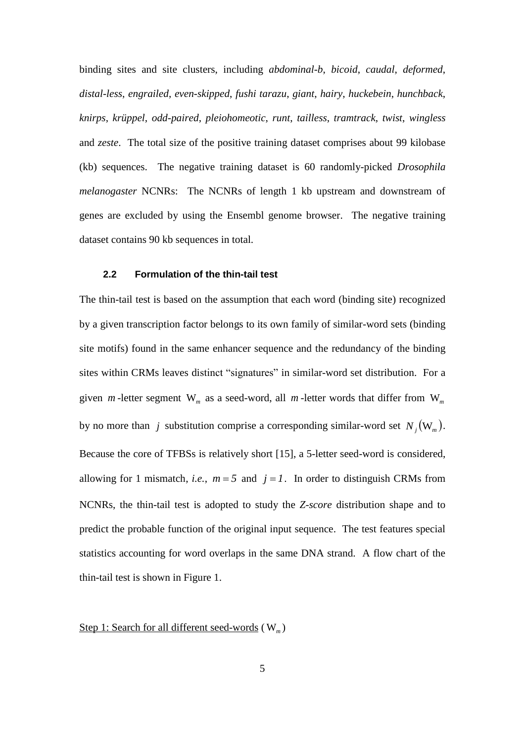binding sites and site clusters, including *abdominal-b*, *bicoid*, *caudal*, *deformed*, *distal-less*, *engrailed*, *even-skipped*, *fushi tarazu*, *giant*, *hairy*, *huckebein*, *hunchback*, *knirps*, *krüppel*, *odd-paired*, *pleiohomeotic*, *runt*, *tailless*, *tramtrack*, *twist*, *wingless* and *zeste*. The total size of the positive training dataset comprises about 99 kilobase (kb) sequences. The negative training dataset is 60 randomly-picked *Drosophila melanogaster* NCNRs: The NCNRs of length 1 kb upstream and downstream of genes are excluded by using the Ensembl genome browser. The negative training dataset contains 90 kb sequences in total.

### 2.2 Formulation of the thin-tail test

The thin-tail test is based on the assumption that each word (binding site) recognized by a given transcription factor belongs to its own family of similar-word sets (binding site motifs) found in the same enhancer sequence and the redundancy of the binding sites within CRMs leaves distinct "signatures" in similar-word set distribution. For a given $m$-letter segment $\mathrm{W}_m$ as a seed-word, all $m$-letter words that differ from $\mathrm{W}_m$ by no more than $j$ substitution comprise a corresponding similar-word set $N_j(\mathrm{W}_m)$. Because the core of TFBSs is relatively short [15], a 5-letter seed-word is considered, allowing for 1 mismatch, *i.e.*, $m = 5$ and $j = 1$. In order to distinguish CRMs from NCNRs, the thin-tail test is adopted to study the *Z-score* distribution shape and to predict the probable function of the original input sequence. The test features special statistics accounting for word overlaps in the same DNA strand. A flow chart of the thin-tail test is shown in Figure 1.

<u>Step 1: Search for all different seed-words</u> ($\mathrm{W}_m$)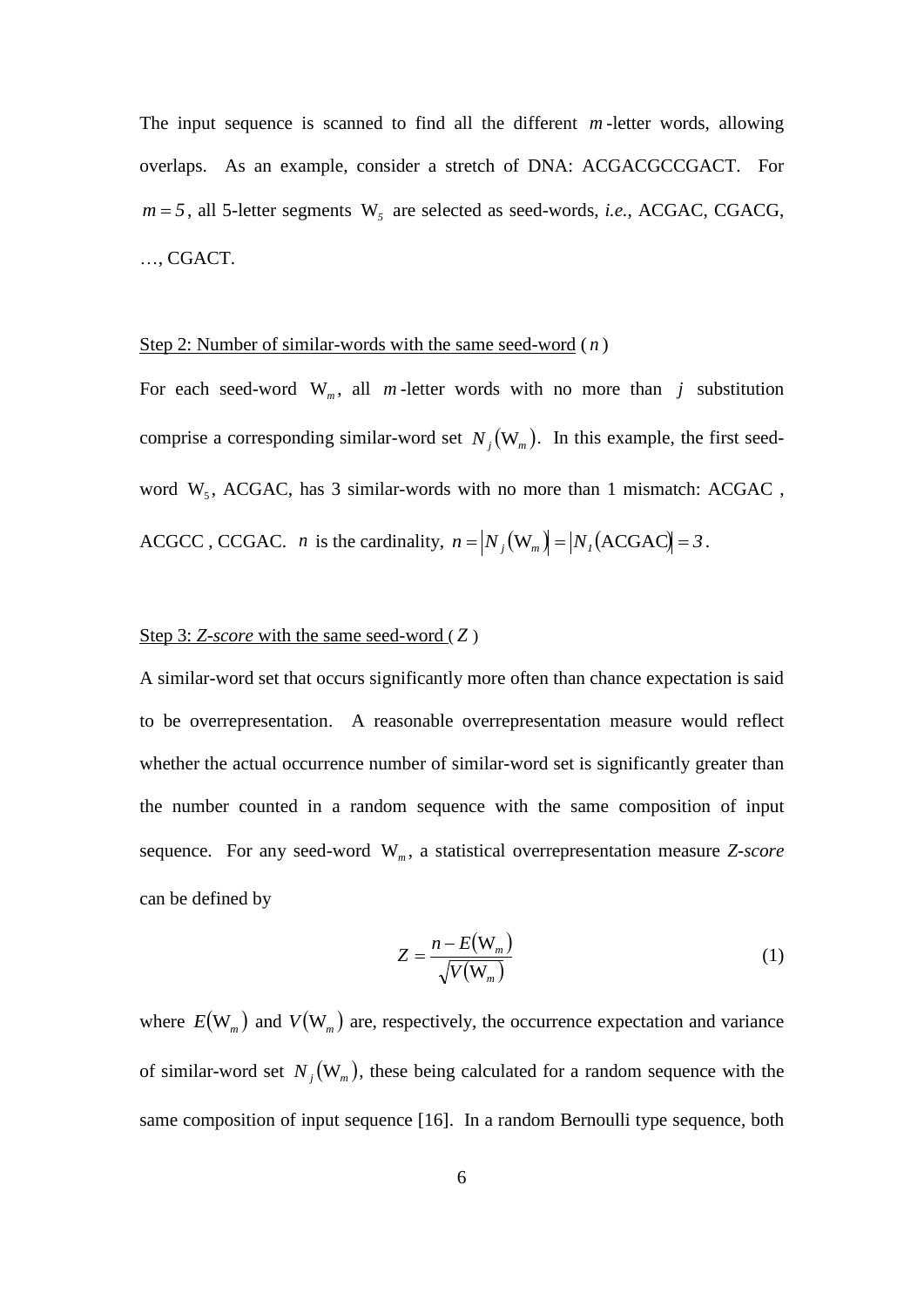The input sequence is scanned to find all the different $m$-letter words, allowing overlaps. As an example, consider a stretch of DNA: ACGACGCCGACT. For $m = 5$, all 5-letter segments $W_5$ are selected as seed-words, *i.e.*, ACGAC, CGACG, …, CGACT.

Step 2: Number of similar-words with the same seed-word ($n$)

For each seed-word $W_m$, all $m$-letter words with no more than $j$ substitution comprise a corresponding similar-word set $N_j(W_m)$. In this example, the first seed-word $W_5$, ACGAC, has 3 similar-words with no more than 1 mismatch: ACGAC, ACGCC, CCGAC. $n$ is the cardinality, $n = |N_j(W_m)| = |N_1(\text{ACGAC})| = 3$.

Step 3: *Z-score* with the same seed-word ($Z$)

A similar-word set that occurs significantly more often than chance expectation is said to be overrepresentation. A reasonable overrepresentation measure would reflect whether the actual occurrence number of similar-word set is significantly greater than the number counted in a random sequence with the same composition of input sequence. For any seed-word $W_m$, a statistical overrepresentation measure *Z-score* can be defined by

$$Z = \frac{n - E(W_m)}{\sqrt{V(W_m)}} \tag{1}$$

where $E(W_m)$ and $V(W_m)$ are, respectively, the occurrence expectation and variance of similar-word set $N_j(W_m)$, these being calculated for a random sequence with the same composition of input sequence [16]. In a random Bernoulli type sequence, both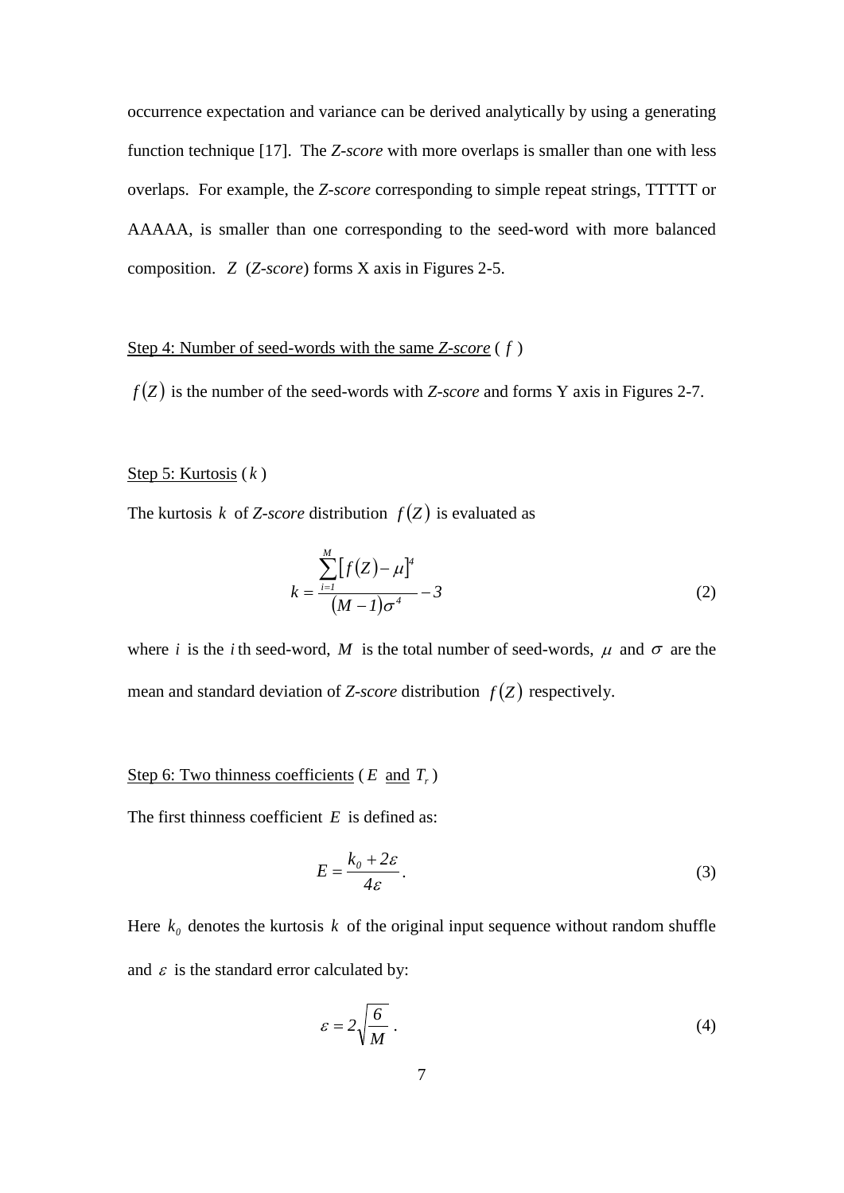occurrence expectation and variance can be derived analytically by using a generating function technique [17]. The *Z-score* with more overlaps is smaller than one with less overlaps. For example, the *Z-score* corresponding to simple repeat strings, TTTTT or AAAAA, is smaller than one corresponding to the seed-word with more balanced composition. $Z$ (*Z-score*) forms X axis in Figures 2-5.

<u>Step 4: Number of seed-words with the same *Z-score*</u> ( $f$ )

$f(Z)$ is the number of the seed-words with *Z-score* and forms Y axis in Figures 2-7.

<u>Step 5: Kurtosis</u> ( $k$ )

The kurtosis $k$ of *Z-score* distribution $f(Z)$ is evaluated as

$$k = \frac{\sum_{i=1}^{M}\left[f(Z) - \mu\right]^{4}}{(M-1)\sigma^{4}} - 3 \tag{2}$$

where $i$ is the $i$ th seed-word, $M$ is the total number of seed-words, $\mu$ and $\sigma$ are the mean and standard deviation of *Z-score* distribution $f(Z)$ respectively.

<u>Step 6: Two thinness coefficients</u> ( $E$ <u>and</u> $T_r$ )

The first thinness coefficient $E$ is defined as:

$$E = \frac{k_0 + 2\varepsilon}{4\varepsilon}. \tag{3}$$

Here $k_0$ denotes the kurtosis $k$ of the original input sequence without random shuffle and $\varepsilon$ is the standard error calculated by:

$$\varepsilon = 2\sqrt{\frac{6}{M}}. \tag{4}$$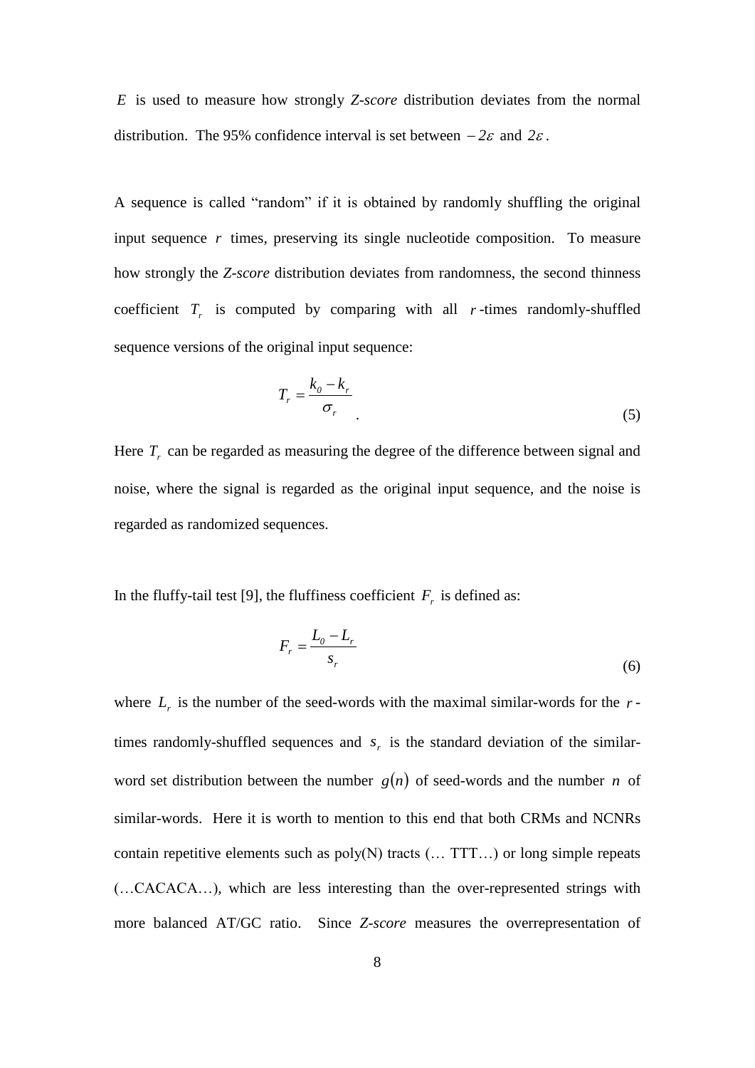$E$ is used to measure how strongly *Z-score* distribution deviates from the normal distribution. The 95% confidence interval is set between $-2\varepsilon$ and $2\varepsilon$.

A sequence is called "random" if it is obtained by randomly shuffling the original input sequence $r$ times, preserving its single nucleotide composition. To measure how strongly the *Z-score* distribution deviates from randomness, the second thinness coefficient $T_r$ is computed by comparing with all $r$-times randomly-shuffled sequence versions of the original input sequence:

$$T_r = \frac{k_0 - k_r}{\sigma_r} \quad . \tag{5}$$

Here $T_r$ can be regarded as measuring the degree of the difference between signal and noise, where the signal is regarded as the original input sequence, and the noise is regarded as randomized sequences.

In the fluffy-tail test [9], the fluffiness coefficient $F_r$ is defined as:

$$F_r = \frac{L_0 - L_r}{s_r} \tag{6}$$

where $L_r$ is the number of the seed-words with the maximal similar-words for the $r$-times randomly-shuffled sequences and $s_r$ is the standard deviation of the similar-word set distribution between the number $g(n)$ of seed-words and the number $n$ of similar-words. Here it is worth to mention to this end that both CRMs and NCNRs contain repetitive elements such as poly(N) tracts (… TTT…) or long simple repeats (…CACACA…), which are less interesting than the over-represented strings with more balanced AT/GC ratio. Since *Z-score* measures the overrepresentation of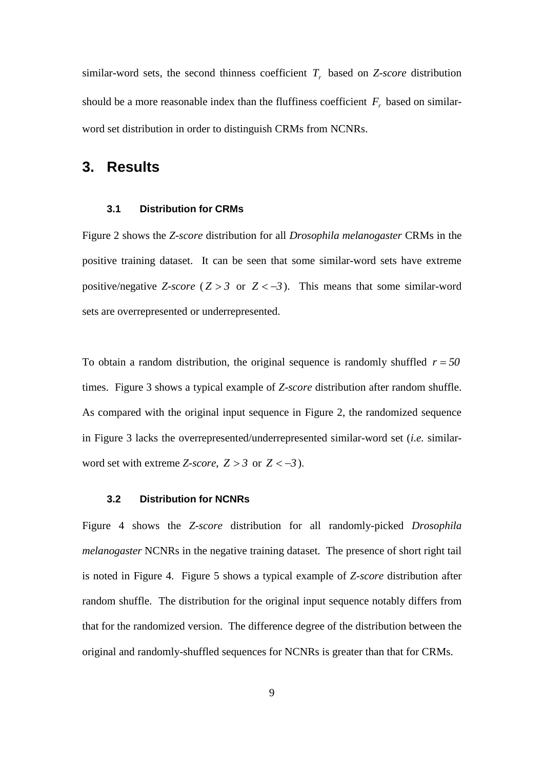similar-word sets, the second thinness coefficient $T_r$ based on *Z-score* distribution should be a more reasonable index than the fluffiness coefficient $F_r$ based on similar-word set distribution in order to distinguish CRMs from NCNRs.

# 3. Results

### 3.1 Distribution for CRMs

Figure 2 shows the *Z-score* distribution for all *Drosophila melanogaster* CRMs in the positive training dataset. It can be seen that some similar-word sets have extreme positive/negative *Z-score* ($Z > 3$ or $Z < -3$). This means that some similar-word sets are overrepresented or underrepresented.

To obtain a random distribution, the original sequence is randomly shuffled $r = 50$ times. Figure 3 shows a typical example of *Z-score* distribution after random shuffle. As compared with the original input sequence in Figure 2, the randomized sequence in Figure 3 lacks the overrepresented/underrepresented similar-word set (*i.e.* similar-word set with extreme *Z-score*, $Z > 3$ or $Z < -3$).

### 3.2 Distribution for NCNRs

Figure 4 shows the *Z-score* distribution for all randomly-picked *Drosophila melanogaster* NCNRs in the negative training dataset. The presence of short right tail is noted in Figure 4. Figure 5 shows a typical example of *Z-score* distribution after random shuffle. The distribution for the original input sequence notably differs from that for the randomized version. The difference degree of the distribution between the original and randomly-shuffled sequences for NCNRs is greater than that for CRMs.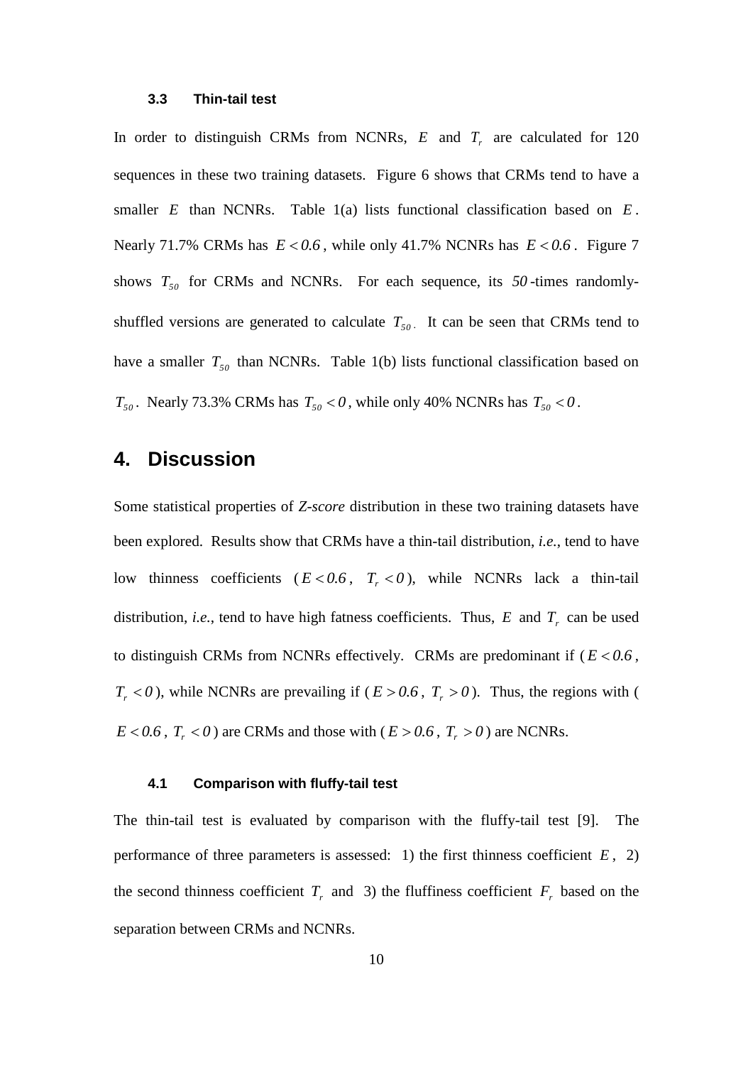### 3.3 Thin-tail test

In order to distinguish CRMs from NCNRs, $E$ and $T_r$ are calculated for 120 sequences in these two training datasets. Figure 6 shows that CRMs tend to have a smaller $E$ than NCNRs. Table 1(a) lists functional classification based on $E$. Nearly 71.7% CRMs has $E < 0.6$, while only 41.7% NCNRs has $E < 0.6$. Figure 7 shows $T_{50}$ for CRMs and NCNRs. For each sequence, its $50$-times randomly-shuffled versions are generated to calculate $T_{50}$. It can be seen that CRMs tend to have a smaller $T_{50}$ than NCNRs. Table 1(b) lists functional classification based on $T_{50}$. Nearly 73.3% CRMs has $T_{50} < 0$, while only 40% NCNRs has $T_{50} < 0$.

## 4. Discussion

Some statistical properties of *Z-score* distribution in these two training datasets have been explored. Results show that CRMs have a thin-tail distribution, *i.e.*, tend to have low thinness coefficients ($E < 0.6$, $T_r < 0$), while NCNRs lack a thin-tail distribution, *i.e.*, tend to have high fatness coefficients. Thus, $E$ and $T_r$ can be used to distinguish CRMs from NCNRs effectively. CRMs are predominant if ($E < 0.6$, $T_r < 0$), while NCNRs are prevailing if ($E > 0.6$, $T_r > 0$). Thus, the regions with ($E < 0.6$, $T_r < 0$) are CRMs and those with ($E > 0.6$, $T_r > 0$) are NCNRs.

### 4.1 Comparison with fluffy-tail test

The thin-tail test is evaluated by comparison with the fluffy-tail test [9]. The performance of three parameters is assessed: 1) the first thinness coefficient $E$, 2) the second thinness coefficient $T_r$ and 3) the fluffiness coefficient $F_r$ based on the separation between CRMs and NCNRs.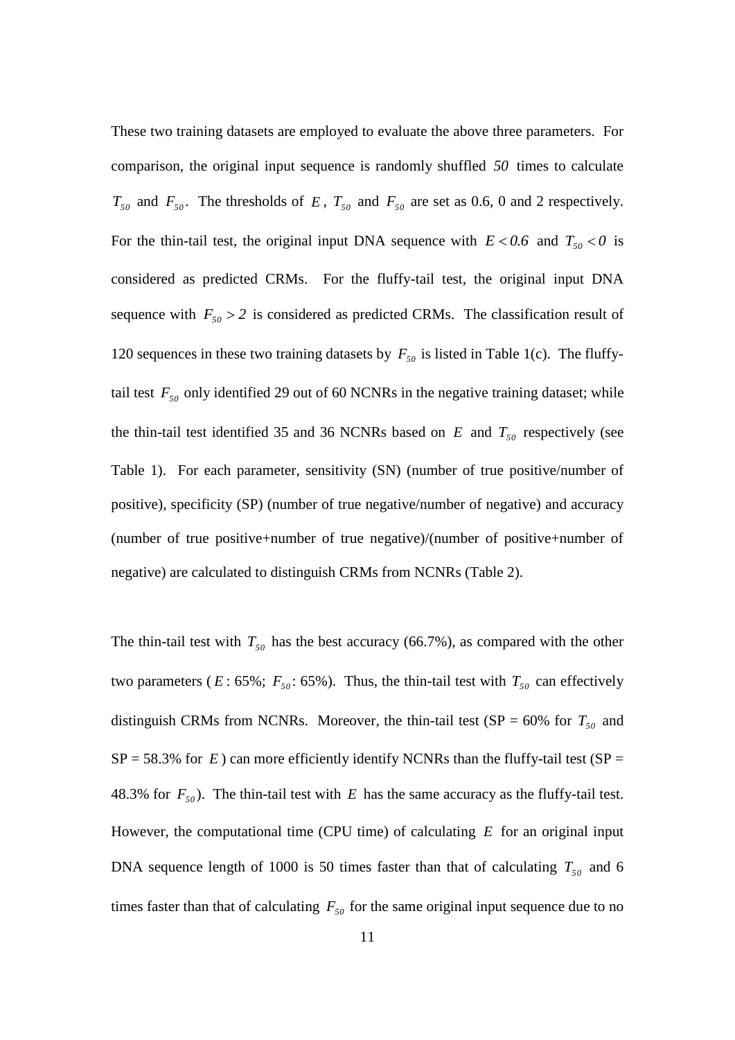These two training datasets are employed to evaluate the above three parameters. For comparison, the original input sequence is randomly shuffled $50$ times to calculate $T_{50}$ and $F_{50}$. The thresholds of $E$, $T_{50}$ and $F_{50}$ are set as 0.6, 0 and 2 respectively. For the thin-tail test, the original input DNA sequence with $E < 0.6$ and $T_{50} < 0$ is considered as predicted CRMs. For the fluffy-tail test, the original input DNA sequence with $F_{50} > 2$ is considered as predicted CRMs. The classification result of 120 sequences in these two training datasets by $F_{50}$ is listed in Table 1(c). The fluffy-tail test $F_{50}$ only identified 29 out of 60 NCNRs in the negative training dataset; while the thin-tail test identified 35 and 36 NCNRs based on $E$ and $T_{50}$ respectively (see Table 1). For each parameter, sensitivity (SN) (number of true positive/number of positive), specificity (SP) (number of true negative/number of negative) and accuracy (number of true positive+number of true negative)/(number of positive+number of negative) are calculated to distinguish CRMs from NCNRs (Table 2).

The thin-tail test with $T_{50}$ has the best accuracy (66.7%), as compared with the other two parameters ($E$: 65%; $F_{50}$: 65%). Thus, the thin-tail test with $T_{50}$ can effectively distinguish CRMs from NCNRs. Moreover, the thin-tail test (SP = 60% for $T_{50}$ and SP = 58.3% for $E$) can more efficiently identify NCNRs than the fluffy-tail test (SP = 48.3% for $F_{50}$). The thin-tail test with $E$ has the same accuracy as the fluffy-tail test. However, the computational time (CPU time) of calculating $E$ for an original input DNA sequence length of 1000 is 50 times faster than that of calculating $T_{50}$ and 6 times faster than that of calculating $F_{50}$ for the same original input sequence due to no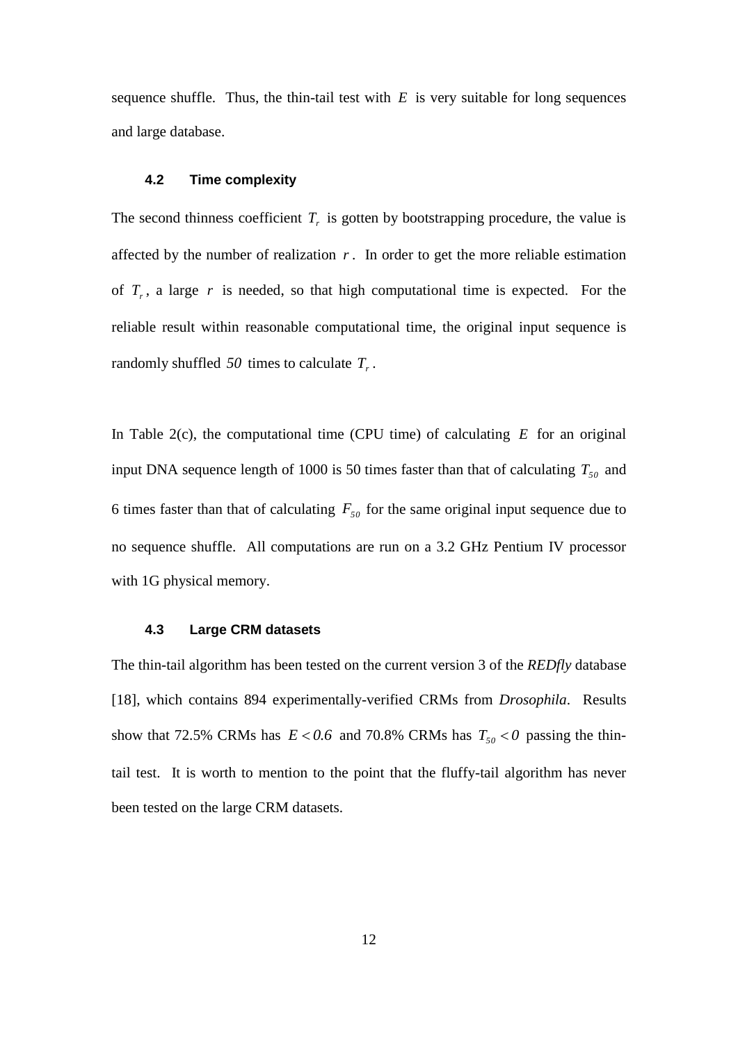sequence shuffle. Thus, the thin-tail test with $E$ is very suitable for long sequences and large database.

### 4.2 Time complexity

The second thinness coefficient $T_r$ is gotten by bootstrapping procedure, the value is affected by the number of realization $r$. In order to get the more reliable estimation of $T_r$, a large $r$ is needed, so that high computational time is expected. For the reliable result within reasonable computational time, the original input sequence is randomly shuffled $50$ times to calculate $T_r$.

In Table 2(c), the computational time (CPU time) of calculating $E$ for an original input DNA sequence length of 1000 is 50 times faster than that of calculating $T_{50}$ and 6 times faster than that of calculating $F_{50}$ for the same original input sequence due to no sequence shuffle. All computations are run on a 3.2 GHz Pentium IV processor with 1G physical memory.

### 4.3 Large CRM datasets

The thin-tail algorithm has been tested on the current version 3 of the *REDfly* database [18], which contains 894 experimentally-verified CRMs from *Drosophila*. Results show that 72.5% CRMs has $E < 0.6$ and 70.8% CRMs has $T_{50} < 0$ passing the thin-tail test. It is worth to mention to the point that the fluffy-tail algorithm has never been tested on the large CRM datasets.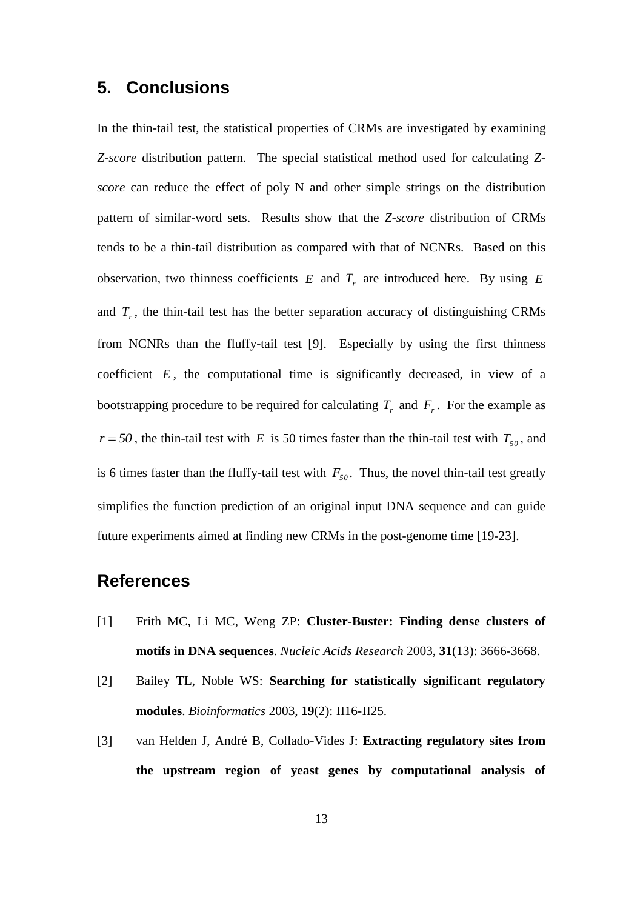## 5. Conclusions

In the thin-tail test, the statistical properties of CRMs are investigated by examining *Z-score* distribution pattern. The special statistical method used for calculating *Z-score* can reduce the effect of poly N and other simple strings on the distribution pattern of similar-word sets. Results show that the *Z-score* distribution of CRMs tends to be a thin-tail distribution as compared with that of NCNRs. Based on this observation, two thinness coefficients $E$ and $T_r$ are introduced here. By using $E$ and $T_r$, the thin-tail test has the better separation accuracy of distinguishing CRMs from NCNRs than the fluffy-tail test [9]. Especially by using the first thinness coefficient $E$, the computational time is significantly decreased, in view of a bootstrapping procedure to be required for calculating $T_r$ and $F_r$. For the example as $r = 50$, the thin-tail test with $E$ is 50 times faster than the thin-tail test with $T_{50}$, and is 6 times faster than the fluffy-tail test with $F_{50}$. Thus, the novel thin-tail test greatly simplifies the function prediction of an original input DNA sequence and can guide future experiments aimed at finding new CRMs in the post-genome time [19-23].

## References

[1] Frith MC, Li MC, Weng ZP: **Cluster-Buster: Finding dense clusters of motifs in DNA sequences**. *Nucleic Acids Research* 2003, **31**(13): 3666-3668.

[2] Bailey TL, Noble WS: **Searching for statistically significant regulatory modules**. *Bioinformatics* 2003, **19**(2): II16-II25.

[3] van Helden J, André B, Collado-Vides J: **Extracting regulatory sites from the upstream region of yeast genes by computational analysis of**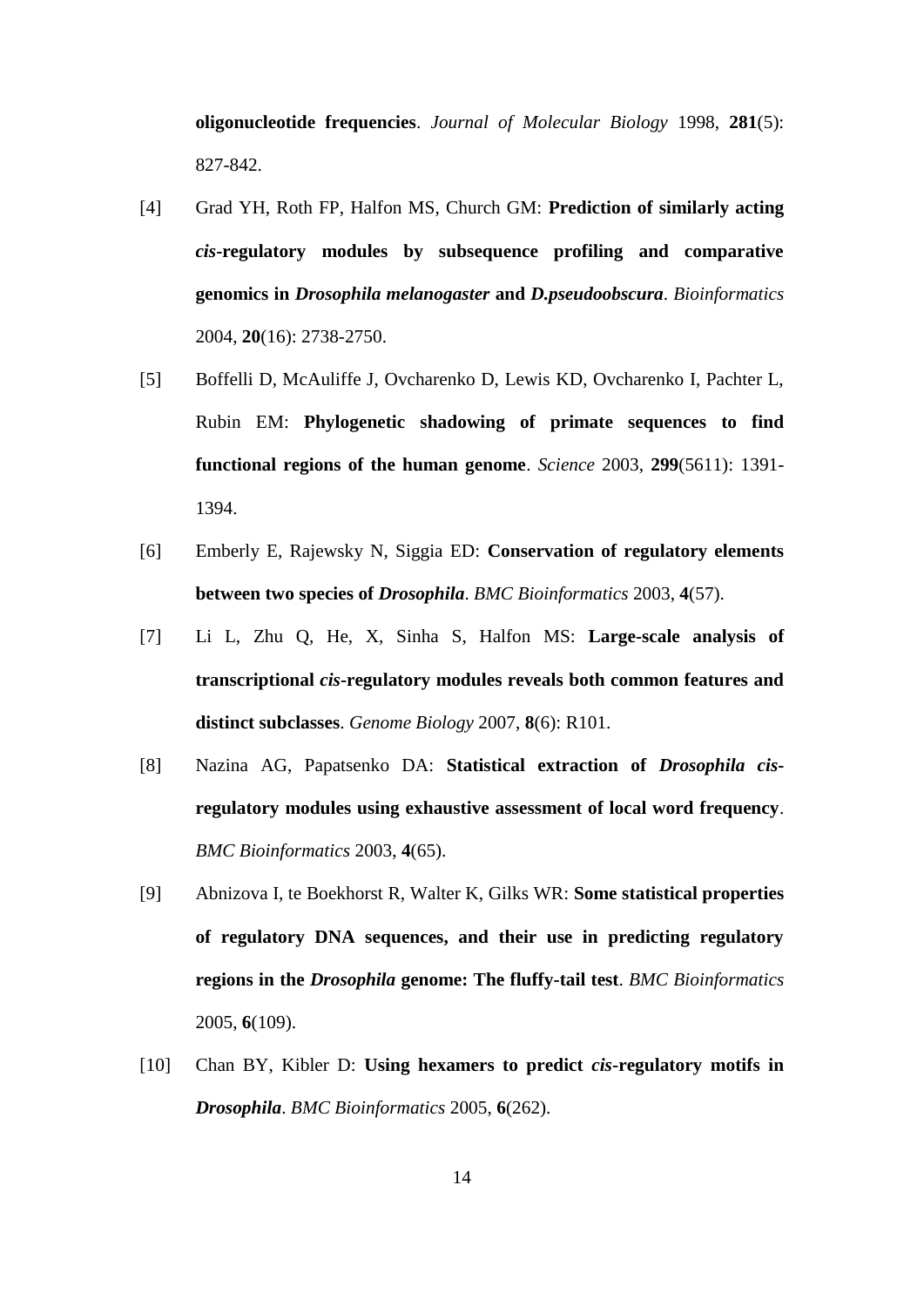**oligonucleotide frequencies**. *Journal of Molecular Biology* 1998, **281**(5): 827-842.

[4] Grad YH, Roth FP, Halfon MS, Church GM: **Prediction of similarly acting *cis*-regulatory modules by subsequence profiling and comparative genomics in *Drosophila melanogaster* and *D.pseudoobscura***. *Bioinformatics* 2004, **20**(16): 2738-2750.

[5] Boffelli D, McAuliffe J, Ovcharenko D, Lewis KD, Ovcharenko I, Pachter L, Rubin EM: **Phylogenetic shadowing of primate sequences to find functional regions of the human genome**. *Science* 2003, **299**(5611): 1391-1394.

[6] Emberly E, Rajewsky N, Siggia ED: **Conservation of regulatory elements between two species of *Drosophila***. *BMC Bioinformatics* 2003, **4**(57).

[7] Li L, Zhu Q, He, X, Sinha S, Halfon MS: **Large-scale analysis of transcriptional *cis*-regulatory modules reveals both common features and distinct subclasses**. *Genome Biology* 2007, **8**(6): R101.

[8] Nazina AG, Papatsenko DA: **Statistical extraction of *Drosophila cis*-regulatory modules using exhaustive assessment of local word frequency**. *BMC Bioinformatics* 2003, **4**(65).

[9] Abnizova I, te Boekhorst R, Walter K, Gilks WR: **Some statistical properties of regulatory DNA sequences, and their use in predicting regulatory regions in the *Drosophila* genome: The fluffy-tail test**. *BMC Bioinformatics* 2005, **6**(109).

[10] Chan BY, Kibler D: **Using hexamers to predict *cis*-regulatory motifs in *Drosophila***. *BMC Bioinformatics* 2005, **6**(262).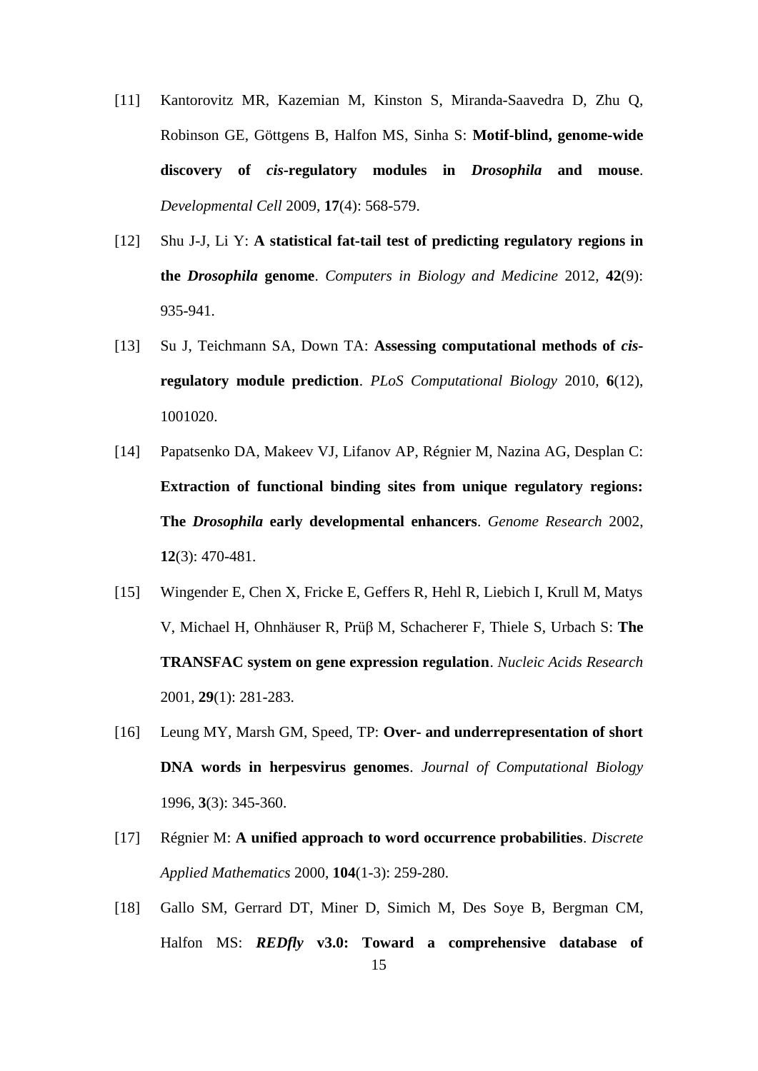[11] Kantorovitz MR, Kazemian M, Kinston S, Miranda-Saavedra D, Zhu Q, Robinson GE, Göttgens B, Halfon MS, Sinha S: **Motif-blind, genome-wide discovery of *cis*-regulatory modules in *Drosophila* and mouse**. *Developmental Cell* 2009, **17**(4): 568-579.

[12] Shu J-J, Li Y: **A statistical fat-tail test of predicting regulatory regions in the *Drosophila* genome**. *Computers in Biology and Medicine* 2012, **42**(9): 935-941.

[13] Su J, Teichmann SA, Down TA: **Assessing computational methods of *cis*-regulatory module prediction**. *PLoS Computational Biology* 2010, **6**(12), 1001020.

[14] Papatsenko DA, Makeev VJ, Lifanov AP, Régnier M, Nazina AG, Desplan C: **Extraction of functional binding sites from unique regulatory regions: The *Drosophila* early developmental enhancers**. *Genome Research* 2002, **12**(3): 470-481.

[15] Wingender E, Chen X, Fricke E, Geffers R, Hehl R, Liebich I, Krull M, Matys V, Michael H, Ohnhäuser R, Prüβ M, Schacherer F, Thiele S, Urbach S: **The TRANSFAC system on gene expression regulation**. *Nucleic Acids Research* 2001, **29**(1): 281-283.

[16] Leung MY, Marsh GM, Speed, TP: **Over- and underrepresentation of short DNA words in herpesvirus genomes**. *Journal of Computational Biology* 1996, **3**(3): 345-360.

[17] Régnier M: **A unified approach to word occurrence probabilities**. *Discrete Applied Mathematics* 2000, **104**(1-3): 259-280.

[18] Gallo SM, Gerrard DT, Miner D, Simich M, Des Soye B, Bergman CM, Halfon MS: ***REDfly* v3.0: Toward a comprehensive database of**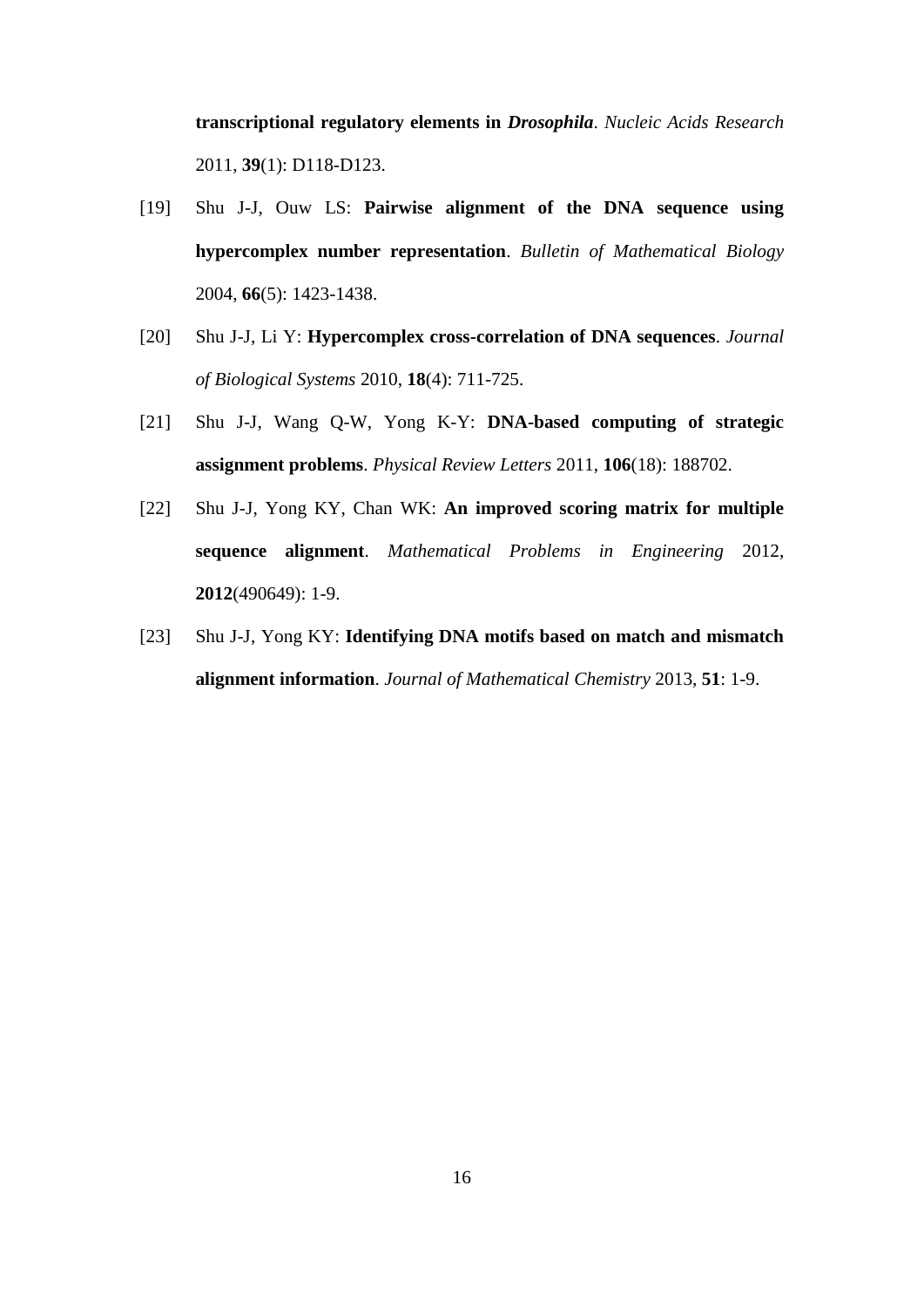**transcriptional regulatory elements in *Drosophila***. *Nucleic Acids Research* 2011, **39**(1): D118-D123.

[19] Shu J-J, Ouw LS: **Pairwise alignment of the DNA sequence using hypercomplex number representation**. *Bulletin of Mathematical Biology* 2004, **66**(5): 1423-1438.

[20] Shu J-J, Li Y: **Hypercomplex cross-correlation of DNA sequences**. *Journal of Biological Systems* 2010, **18**(4): 711-725.

[21] Shu J-J, Wang Q-W, Yong K-Y: **DNA-based computing of strategic assignment problems**. *Physical Review Letters* 2011, **106**(18): 188702.

[22] Shu J-J, Yong KY, Chan WK: **An improved scoring matrix for multiple sequence alignment**. *Mathematical Problems in Engineering* 2012, **2012**(490649): 1-9.

[23] Shu J-J, Yong KY: **Identifying DNA motifs based on match and mismatch alignment information**. *Journal of Mathematical Chemistry* 2013, **51**: 1-9.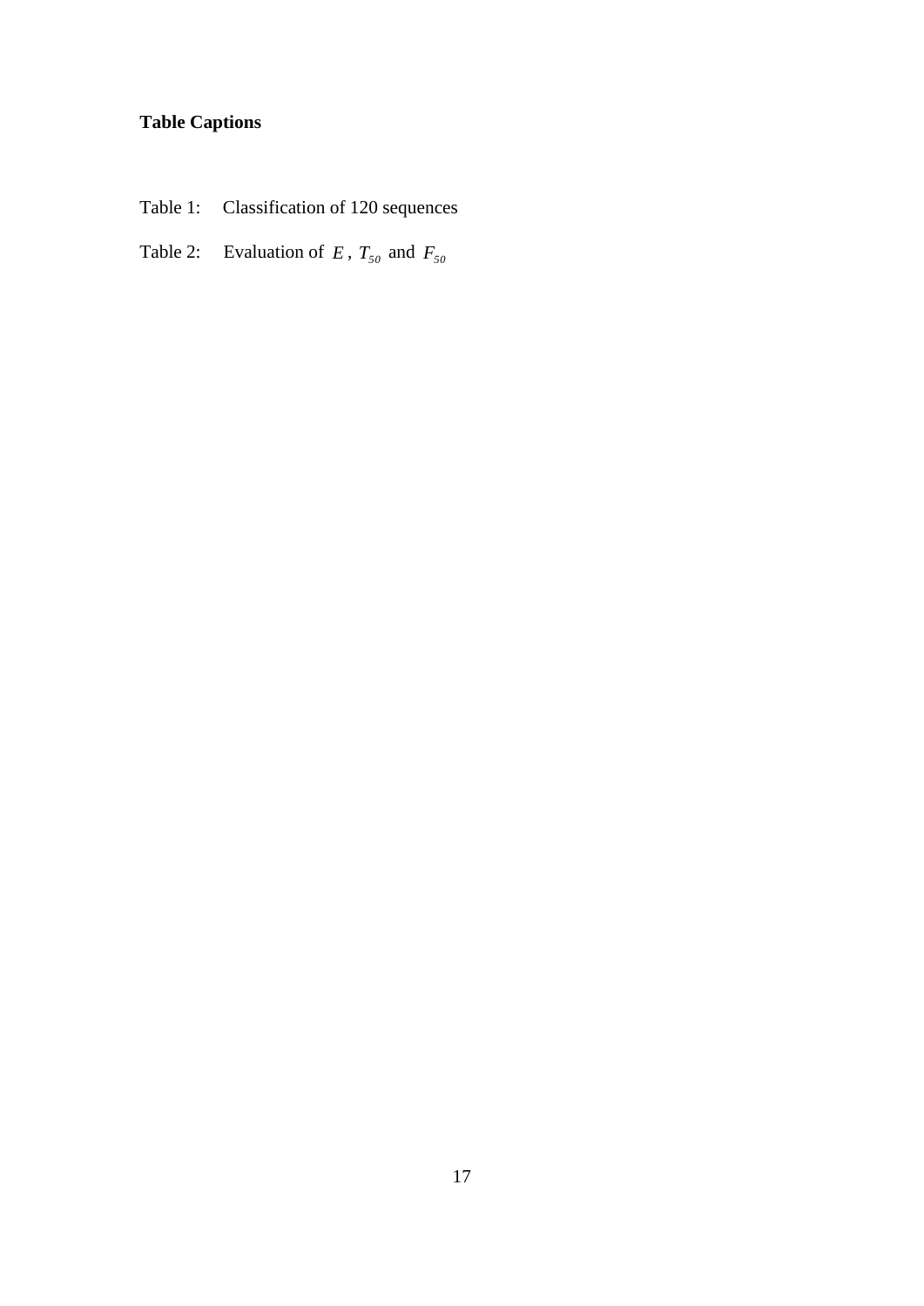**Table Captions**

Table 1: Classification of 120 sequences

Table 2: Evaluation of $E$, $T_{50}$ and $F_{50}$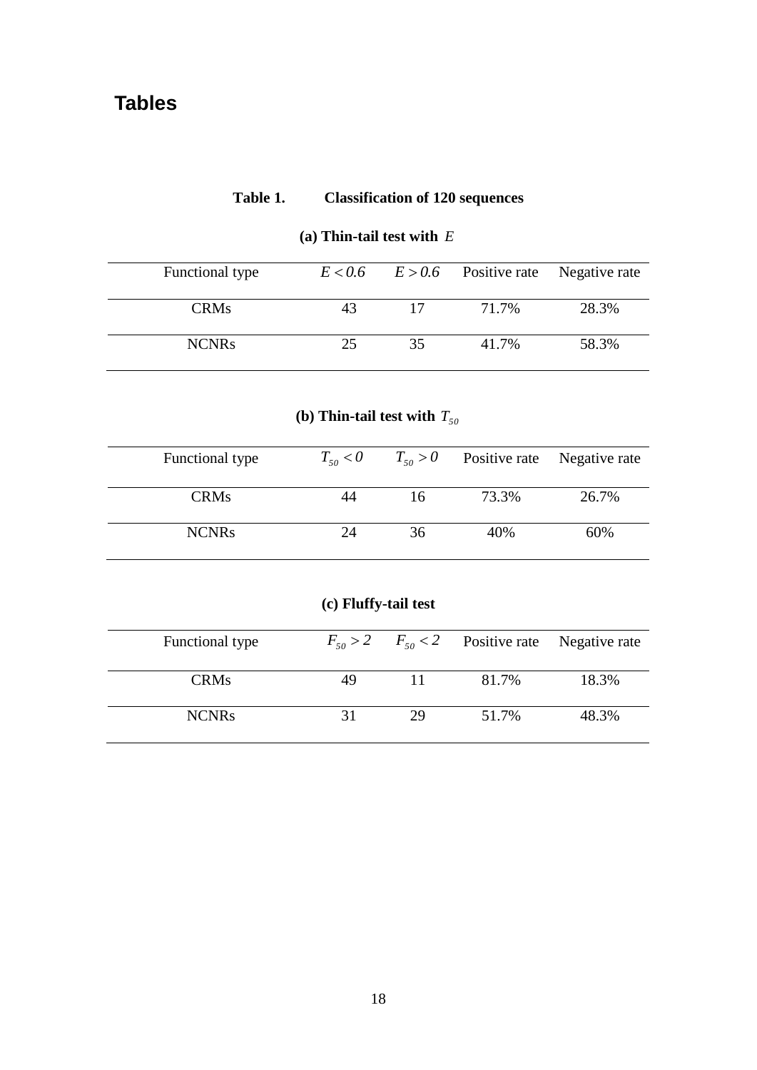# Tables

**Table 1. Classification of 120 sequences**

**(a) Thin-tail test with $E$**

| Functional type | $E < 0.6$ | $E > 0.6$ | Positive rate | Negative rate |
|---|---|---|---|---|
| CRMs | 43 | 17 | 71.7% | 28.3% |
| NCNRs | 25 | 35 | 41.7% | 58.3% |

**(b) Thin-tail test with $T_{50}$**

| Functional type | $T_{50} < 0$ | $T_{50} > 0$ | Positive rate | Negative rate |
|---|---|---|---|---|
| CRMs | 44 | 16 | 73.3% | 26.7% |
| NCNRs | 24 | 36 | 40% | 60% |

**(c) Fluffy-tail test**

| Functional type | $F_{50} > 2$ | $F_{50} < 2$ | Positive rate | Negative rate |
|---|---|---|---|---|
| CRMs | 49 | 11 | 81.7% | 18.3% |
| NCNRs | 31 | 29 | 51.7% | 48.3% |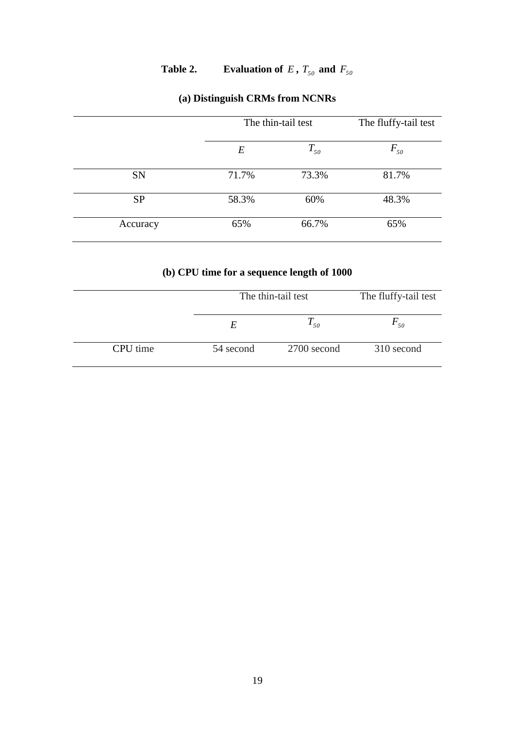**Table 2. Evaluation of $E$, $T_{50}$ and $F_{50}$**

**(a) Distinguish CRMs from NCNRs**

| | The thin-tail test | | The fluffy-tail test |
|---|---|---|---|
| | $E$ | $T_{50}$ | $F_{50}$ |
| SN | 71.7% | 73.3% | 81.7% |
| SP | 58.3% | 60% | 48.3% |
| Accuracy | 65% | 66.7% | 65% |

**(b) CPU time for a sequence length of 1000**

| | The thin-tail test | | The fluffy-tail test |
|---|---|---|---|
| | $E$ | $T_{50}$ | $F_{50}$ |
| CPU time | 54 second | 2700 second | 310 second |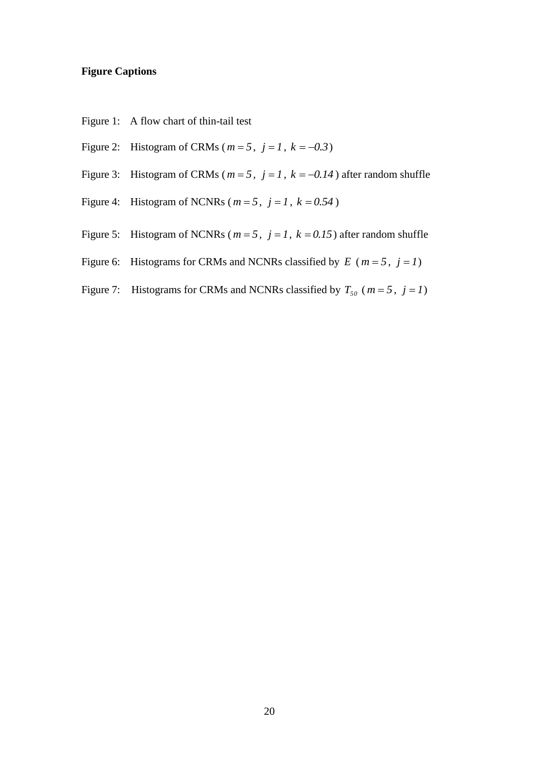**Figure Captions**

Figure 1: A flow chart of thin-tail test

Figure 2: Histogram of CRMs ( $m = 5$ , $j = 1$ , $k = -0.3$ )

Figure 3: Histogram of CRMs ( $m = 5$ , $j = 1$ , $k = -0.14$ ) after random shuffle

Figure 4: Histogram of NCNRs ( $m = 5$ , $j = 1$ , $k = 0.54$ )

Figure 5: Histogram of NCNRs ( $m = 5$ , $j = 1$ , $k = 0.15$ ) after random shuffle

Figure 6: Histograms for CRMs and NCNRs classified by $E$ ( $m = 5$ , $j = 1$ )

Figure 7: Histograms for CRMs and NCNRs classified by $T_{50}$ ( $m = 5$ , $j = 1$ )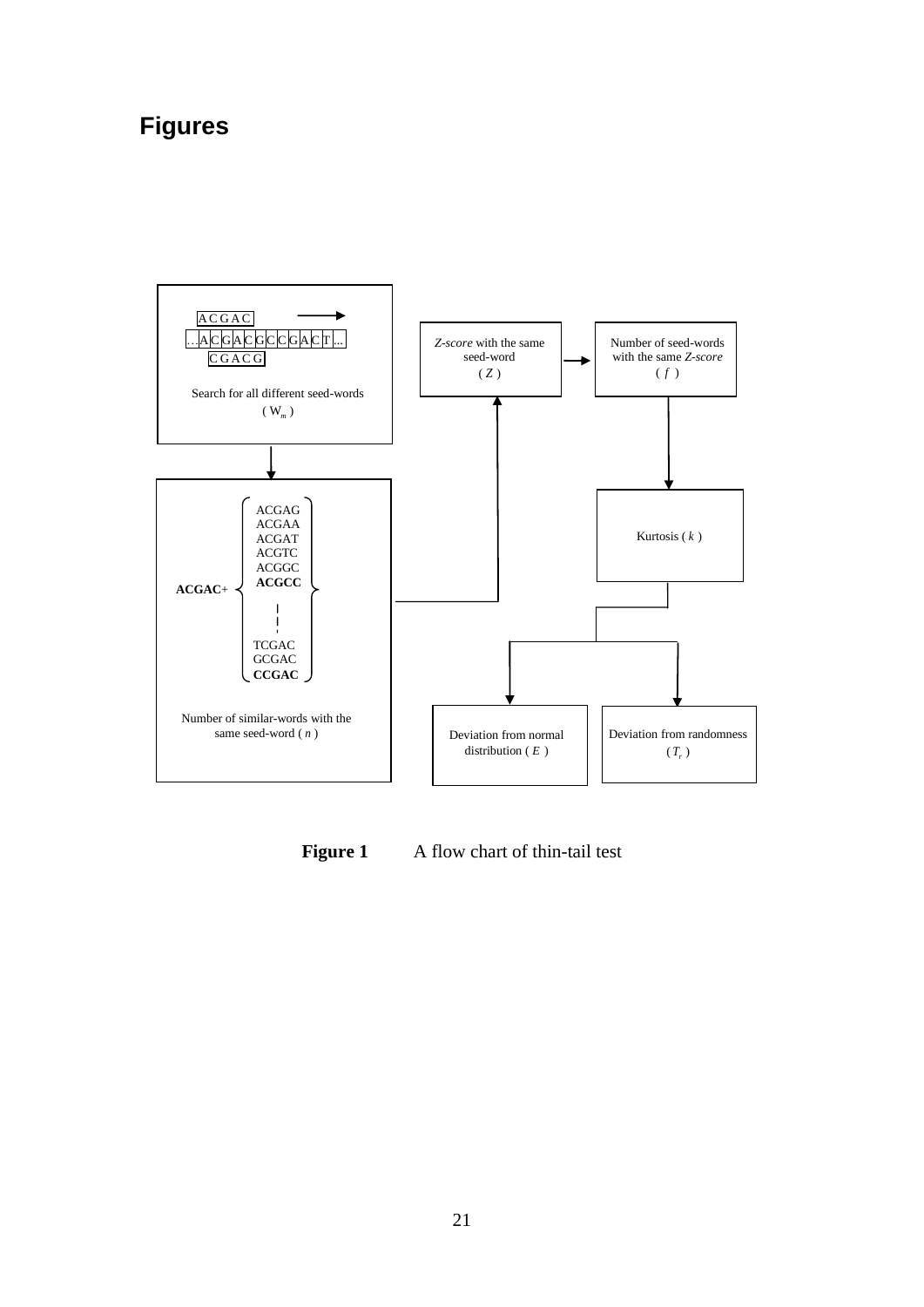# Figures

A C G A C

. . . A C G A C G C C G A C T . . .

C G A C G

Search for all different seed-words ( $W_m$ )

**ACGAC**+ { ACGAG, ACGAA, ACGAT, ACGTC, ACGGC, **ACGCC**, ..., TCGAC, GCGAC, **CCGAC** }

Number of similar-words with the same seed-word ( $n$ )

*Z-score* with the same seed-word ( $Z$ )

Number of seed-words with the same *Z-score* ( $f$ )

Kurtosis ( $k$ )

Deviation from normal distribution ( $E$ )

Deviation from randomness ( $T_r$ )

**Figure 1** A flow chart of thin-tail test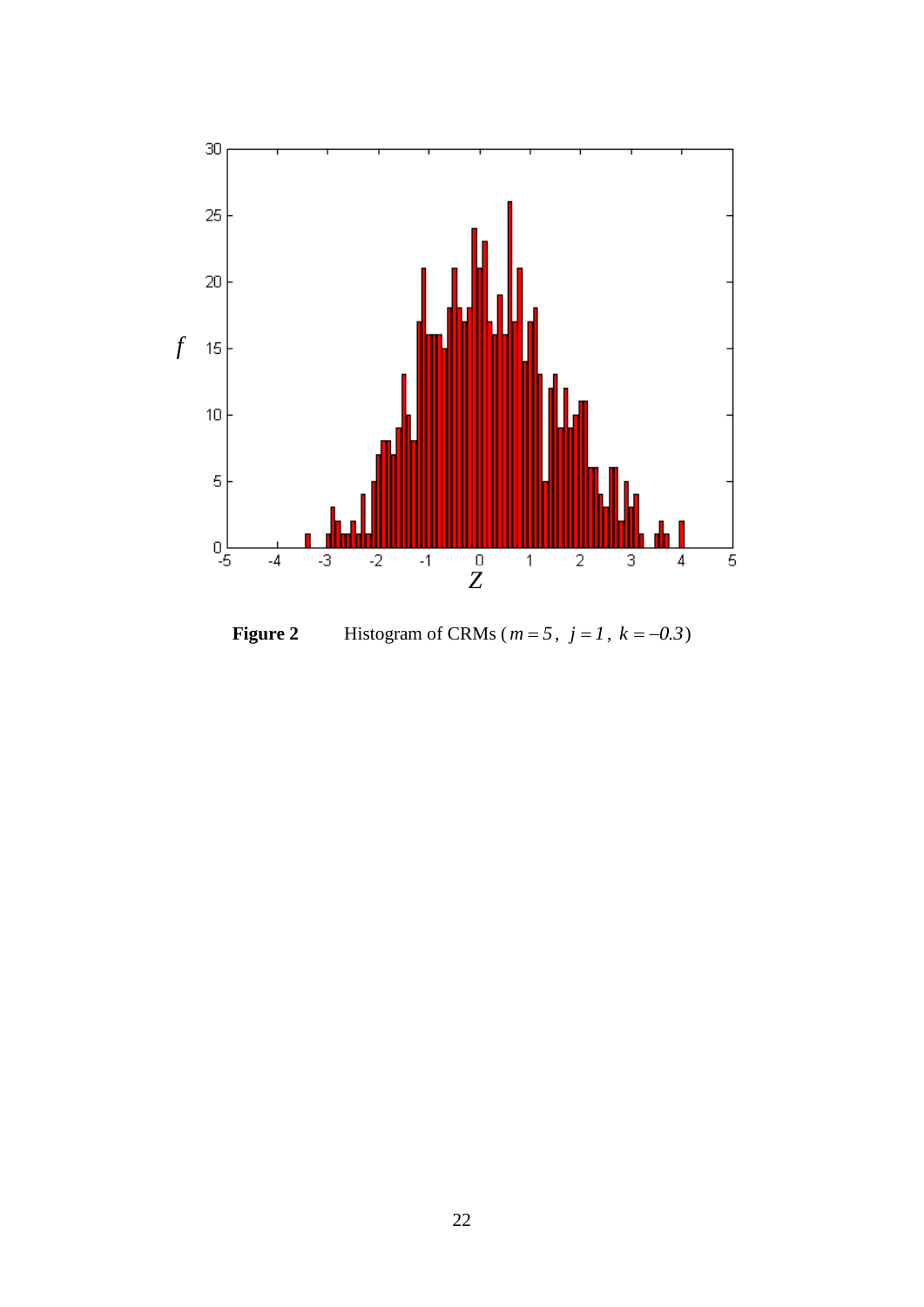**Figure 2** Histogram of CRMs ( $m = 5$, $j = 1$, $k = -0.3$ )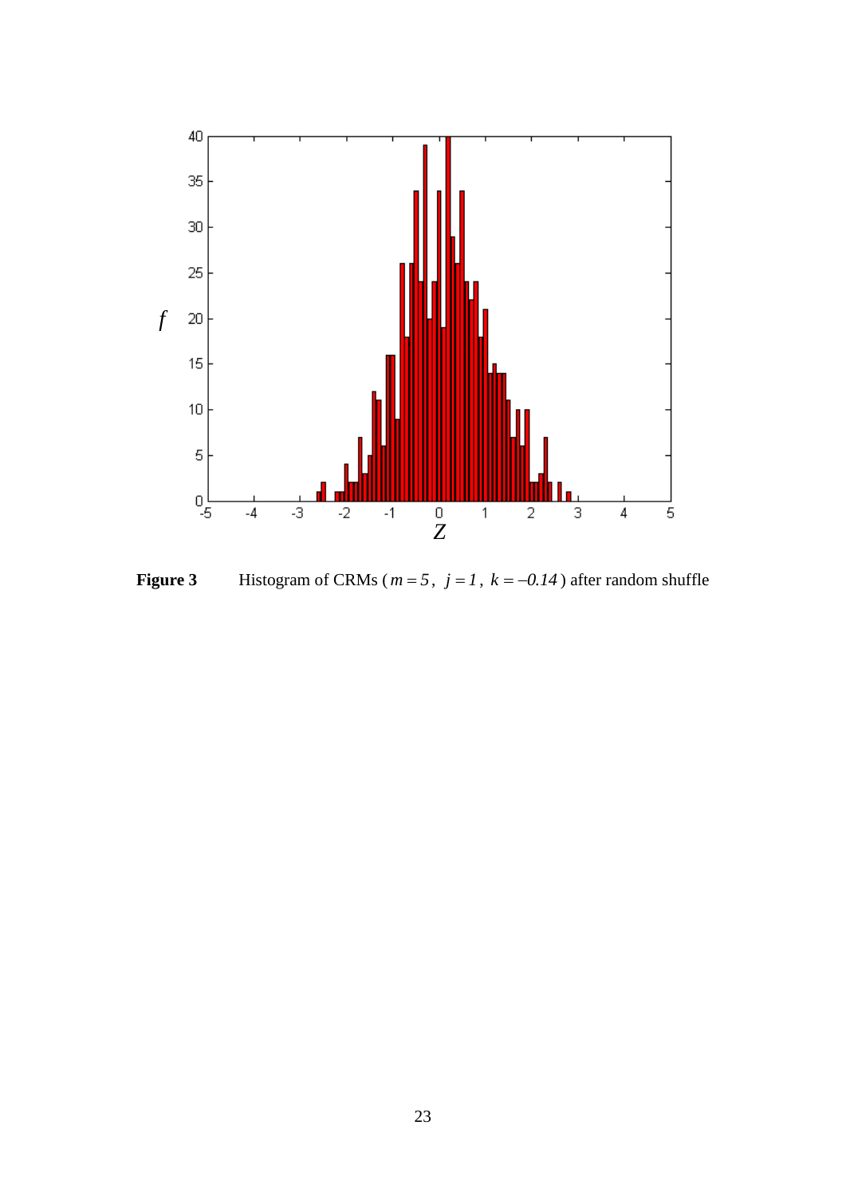**Figure 3** Histogram of CRMs ( $m = 5$, $j = 1$, $k = -0.14$ ) after random shuffle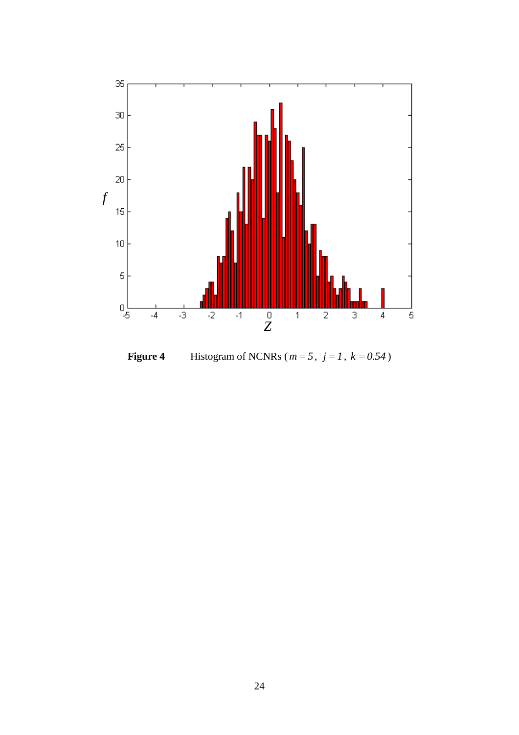**Figure 4** Histogram of NCNRs ( $m = 5$ , $j = 1$ , $k = 0.54$ )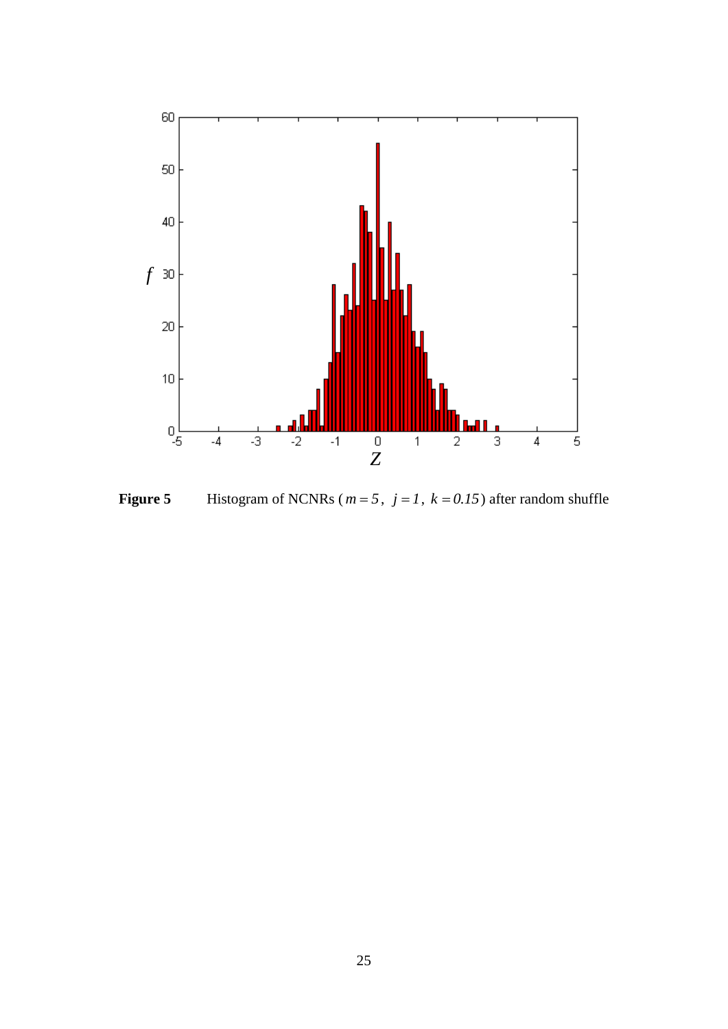**Figure 5** Histogram of NCNRs ( $m = 5$ , $j = 1$ , $k = 0.15$ ) after random shuffle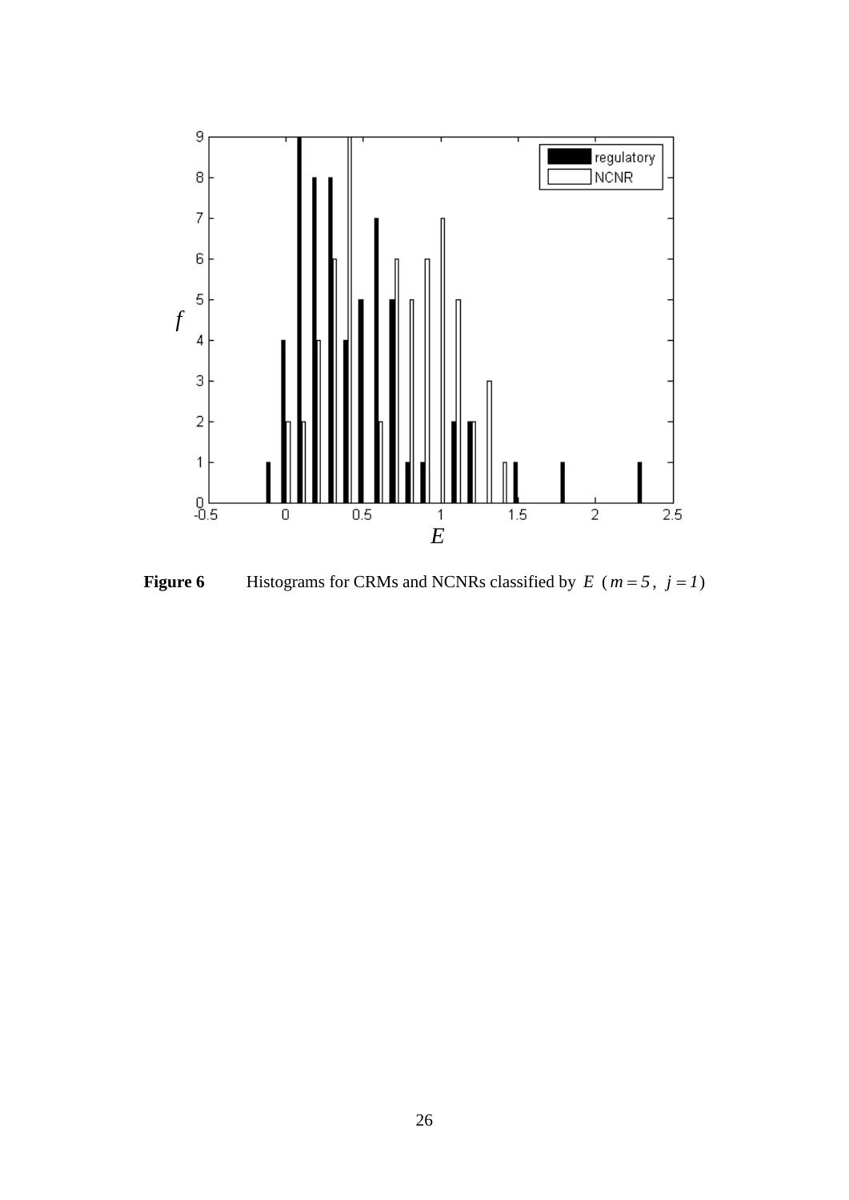**Figure 6** Histograms for CRMs and NCNRs classified by $E$ ($m = 5$, $j = 1$)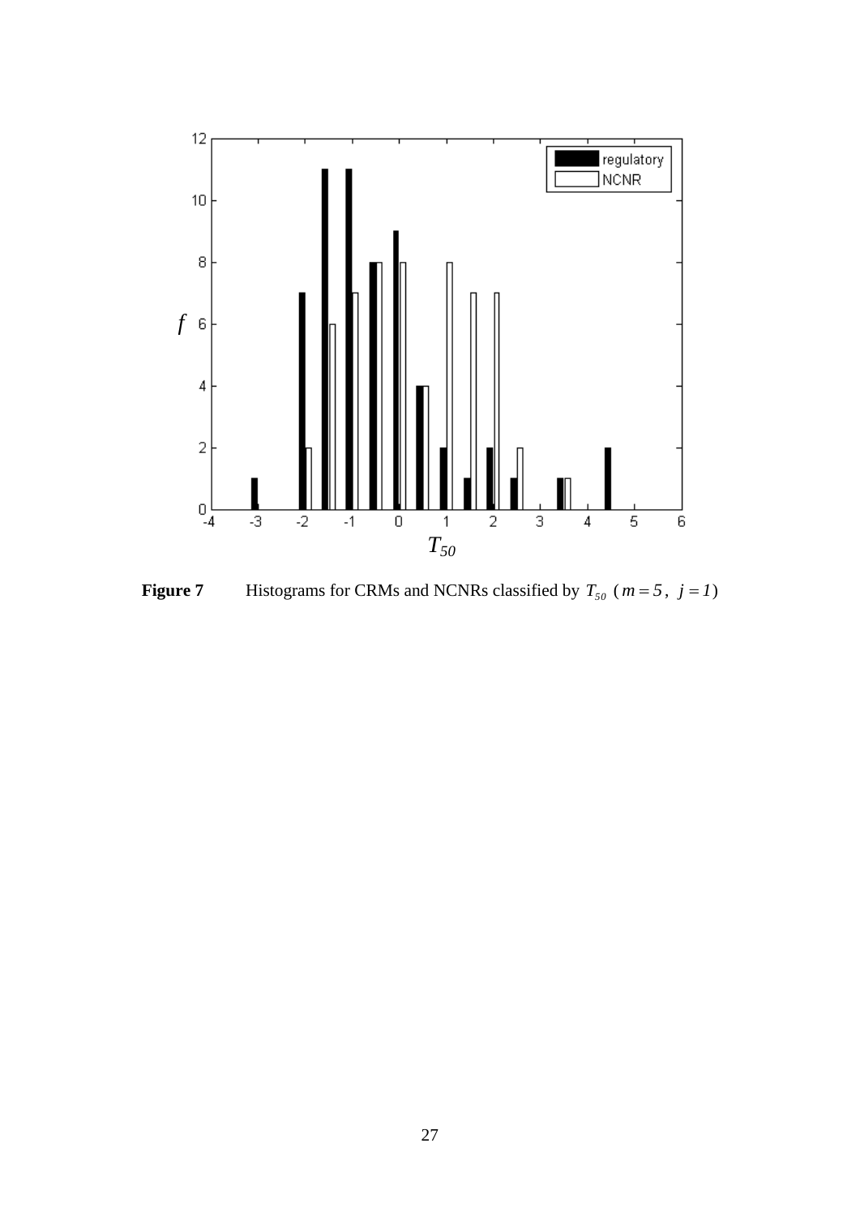12

10

8

$f$ 6

4

2

0

-4 -3 -2 -1 0 1 2 3 4 5 6

$T_{50}$

regulatory

NCNR

**Figure 7** Histograms for CRMs and NCNRs classified by $T_{50}$ ($m = 5$, $j = 1$)